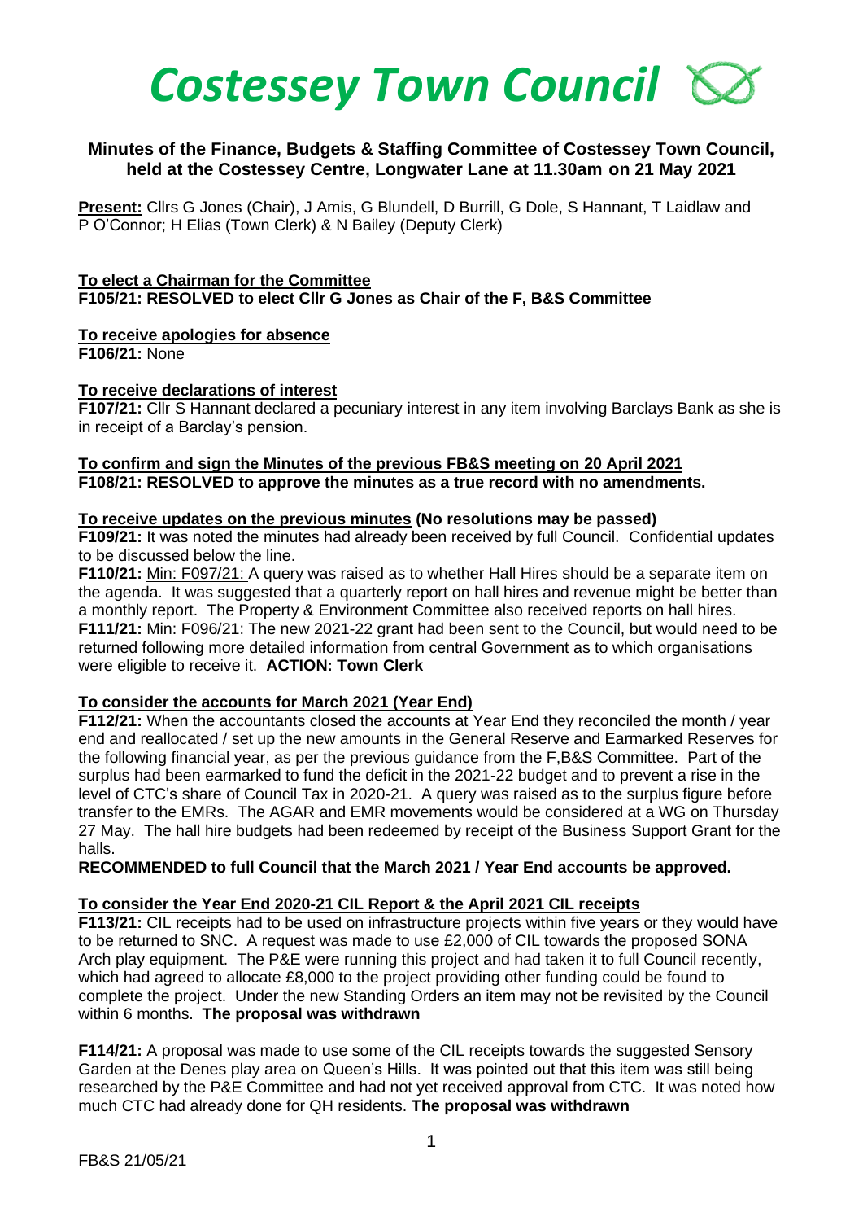# *Costessey Town Council*

## Minutes of the Finance, Budgets & Staffing Committee of Costessey Town Council, held at the Costessey Centre, Longwater Lane at 11.30am on 21 May 2021

**Present:** Cllrs G Jones (Chair), J Amis, G Blundell, D Burrill, G Dole, S Hannant, T Laidlaw and P O'Connor; H Elias (Town Clerk) & N Bailey (Deputy Clerk)

**To elect a Chairman for the Committee**
**F105/21: RESOLVED to elect Cllr G Jones as Chair of the F, B&S Committee**

**To receive apologies for absence**
**F106/21:** None

**To receive declarations of interest**
**F107/21:** Cllr S Hannant declared a pecuniary interest in any item involving Barclays Bank as she is in receipt of a Barclay's pension.

**To confirm and sign the Minutes of the previous FB&S meeting on 20 April 2021**
**F108/21: RESOLVED to approve the minutes as a true record with no amendments.**

**To receive updates on the previous minutes** **(No resolutions may be passed)**
**F109/21:** It was noted the minutes had already been received by full Council. Confidential updates to be discussed below the line.
**F110/21:** Min: F097/21: A query was raised as to whether Hall Hires should be a separate item on the agenda. It was suggested that a quarterly report on hall hires and revenue might be better than a monthly report. The Property & Environment Committee also received reports on hall hires.
**F111/21:** Min: F096/21: The new 2021-22 grant had been sent to the Council, but would need to be returned following more detailed information from central Government as to which organisations were eligible to receive it. **ACTION: Town Clerk**

**To consider the accounts for March 2021 (Year End)**
**F112/21:** When the accountants closed the accounts at Year End they reconciled the month / year end and reallocated / set up the new amounts in the General Reserve and Earmarked Reserves for the following financial year, as per the previous guidance from the F,B&S Committee. Part of the surplus had been earmarked to fund the deficit in the 2021-22 budget and to prevent a rise in the level of CTC's share of Council Tax in 2020-21. A query was raised as to the surplus figure before transfer to the EMRs. The AGAR and EMR movements would be considered at a WG on Thursday 27 May. The hall hire budgets had been redeemed by receipt of the Business Support Grant for the halls.
**RECOMMENDED to full Council that the March 2021 / Year End accounts be approved.**

**To consider the Year End 2020-21 CIL Report & the April 2021 CIL receipts**
**F113/21:** CIL receipts had to be used on infrastructure projects within five years or they would have to be returned to SNC. A request was made to use £2,000 of CIL towards the proposed SONA Arch play equipment. The P&E were running this project and had taken it to full Council recently, which had agreed to allocate £8,000 to the project providing other funding could be found to complete the project. Under the new Standing Orders an item may not be revisited by the Council within 6 months. **The proposal was withdrawn**

**F114/21:** A proposal was made to use some of the CIL receipts towards the suggested Sensory Garden at the Denes play area on Queen's Hills. It was pointed out that this item was still being researched by the P&E Committee and had not yet received approval from CTC. It was noted how much CTC had already done for QH residents. **The proposal was withdrawn**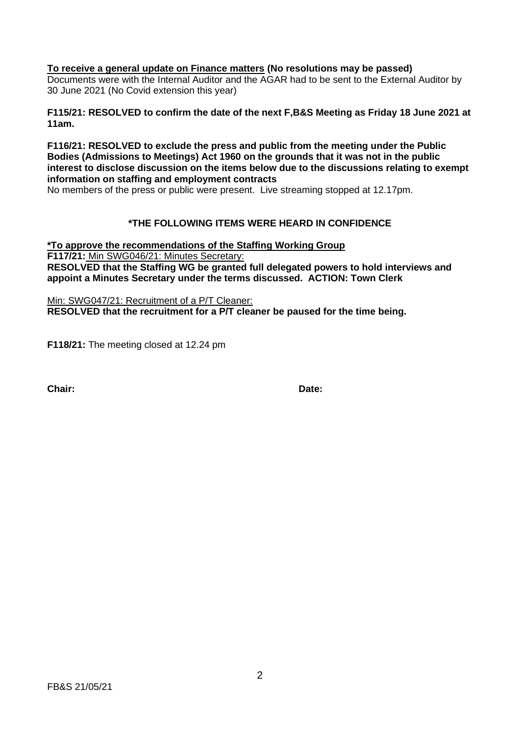**<u>To receive a general update on Finance matters</u> (No resolutions may be passed)**
Documents were with the Internal Auditor and the AGAR had to be sent to the External Auditor by 30 June 2021 (No Covid extension this year)

**F115/21: RESOLVED to confirm the date of the next F,B&S Meeting as Friday 18 June 2021 at 11am.**

**F116/21: RESOLVED to exclude the press and public from the meeting under the Public Bodies (Admissions to Meetings) Act 1960 on the grounds that it was not in the public interest to disclose discussion on the items below due to the discussions relating to exempt information on staffing and employment contracts**
No members of the press or public were present. Live streaming stopped at 12.17pm.

**\*THE FOLLOWING ITEMS WERE HEARD IN CONFIDENCE**

**<u>\*To approve the recommendations of the Staffing Working Group</u>**
**F117/21:** <u>Min SWG046/21: Minutes Secretary:</u>
**RESOLVED that the Staffing WG be granted full delegated powers to hold interviews and appoint a Minutes Secretary under the terms discussed. ACTION: Town Clerk**

<u>Min: SWG047/21: Recruitment of a P/T Cleaner:</u>
**RESOLVED that the recruitment for a P/T cleaner be paused for the time being.**

**F118/21:** The meeting closed at 12.24 pm

**Chair:** **Date:**